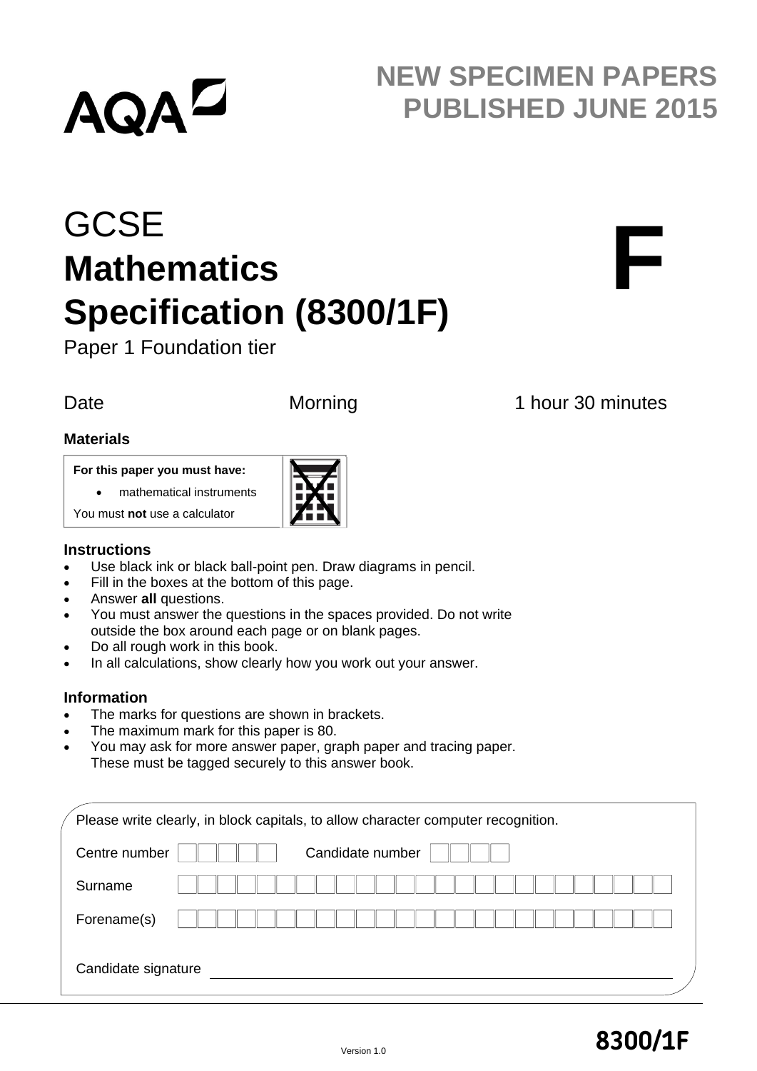AQA

# NEW SPECIMEN PAPERS PUBLISHED JUNE 2015

# GCSE
# Mathematics
# Specification (8300/1F)

Paper 1 Foundation tier

**F**

Date　　　　Morning　　　　1 hour 30 minutes

### Materials

**For this paper you must have:**

- mathematical instruments

You must **not** use a calculator

### Instructions

- Use black ink or black ball-point pen. Draw diagrams in pencil.
- Fill in the boxes at the bottom of this page.
- Answer **all** questions.
- You must answer the questions in the spaces provided. Do not write outside the box around each page or on blank pages.
- Do all rough work in this book.
- In all calculations, show clearly how you work out your answer.

### Information

- The marks for questions are shown in brackets.
- The maximum mark for this paper is 80.
- You may ask for more answer paper, graph paper and tracing paper. These must be tagged securely to this answer book.

Please write clearly, in block capitals, to allow character computer recognition.

Centre number　　　　Candidate number

Surname

Forename(s)

Candidate signature

Version 1.0

**8300/1F**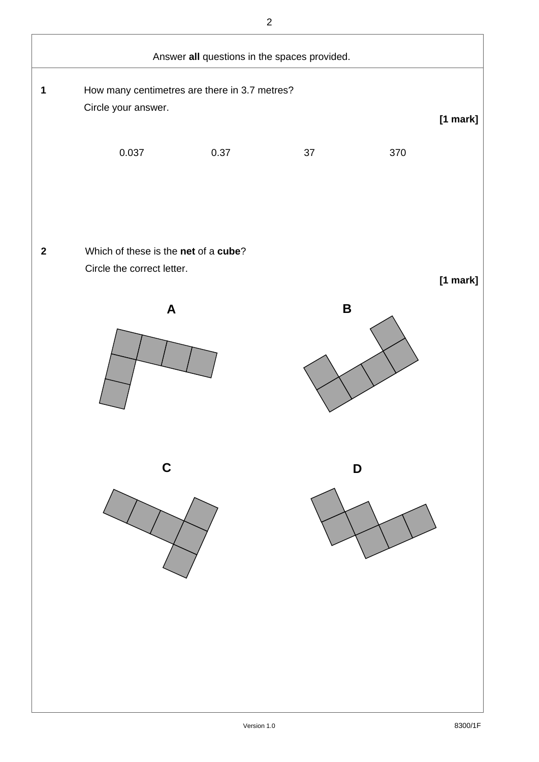Answer **all** questions in the spaces provided.

**1** How many centimetres are there in 3.7 metres?

Circle your answer.

**[1 mark]**

0.037 0.37 37 370

**2** Which of these is the **net** of a **cube**?

Circle the correct letter.

**[1 mark]**

**A**

**B**

**C**

**D**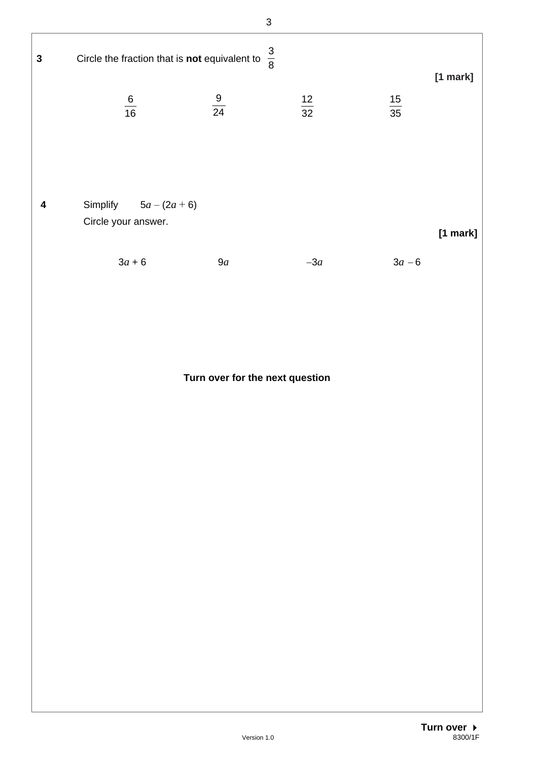**3** Circle the fraction that is **not** equivalent to $\frac{3}{8}$

**[1 mark]**

$\frac{6}{16}$ $\qquad$ $\frac{9}{24}$ $\qquad$ $\frac{12}{32}$ $\qquad$ $\frac{15}{35}$

**4** Simplify $\quad 5a - (2a + 6)$

Circle your answer.

**[1 mark]**

$3a + 6$ $\qquad$ $9a$ $\qquad$ $-3a$ $\qquad$ $3a - 6$

**Turn over for the next question**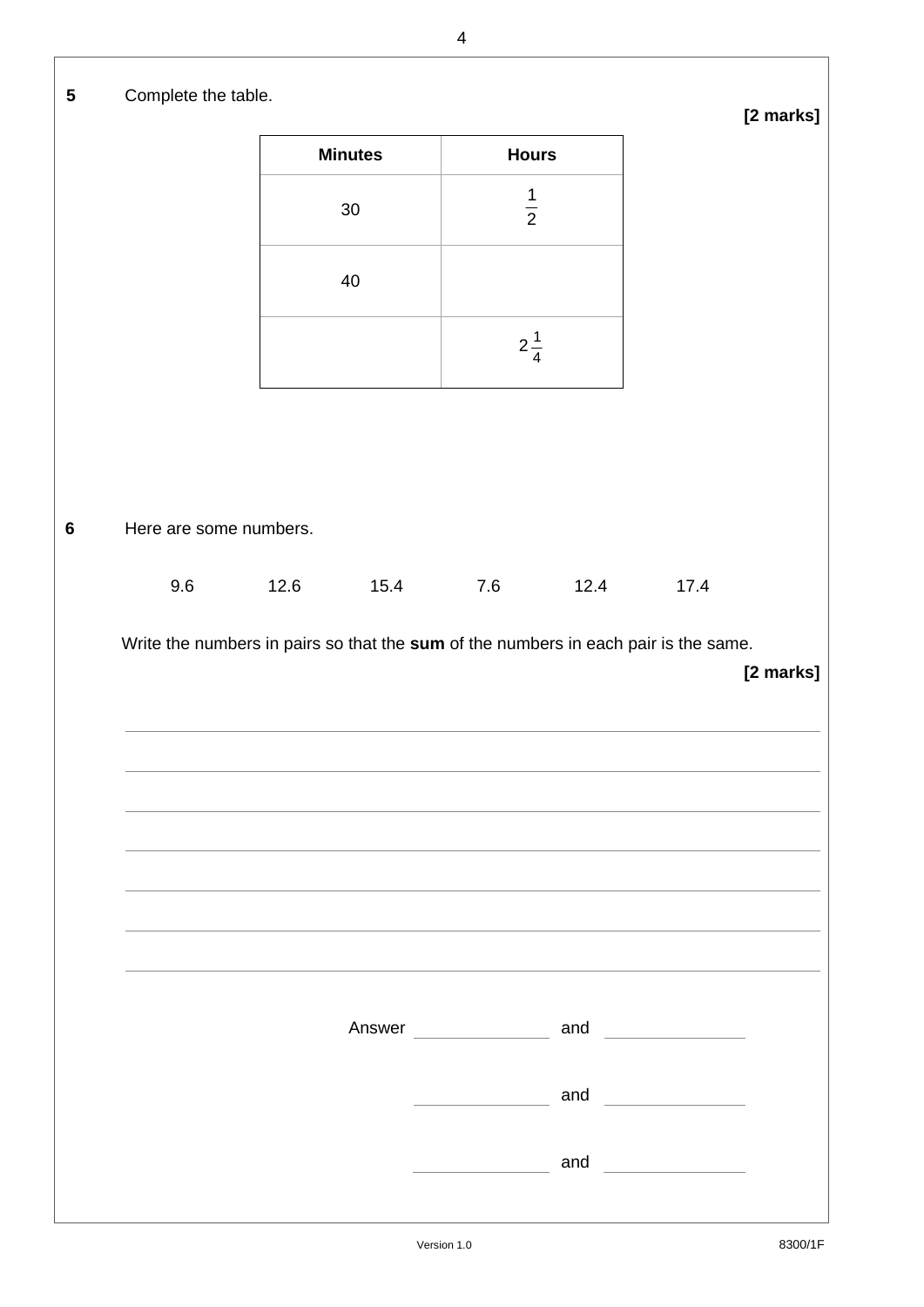**5** Complete the table.

**[2 marks]**

| Minutes | Hours |
| --- | --- |
| 30 | $\frac{1}{2}$ |
| 40 | |
| | $2\frac{1}{4}$ |

**6** Here are some numbers.

9.6 &nbsp;&nbsp;&nbsp; 12.6 &nbsp;&nbsp;&nbsp; 15.4 &nbsp;&nbsp;&nbsp; 7.6 &nbsp;&nbsp;&nbsp; 12.4 &nbsp;&nbsp;&nbsp; 17.4

Write the numbers in pairs so that the **sum** of the numbers in each pair is the same.

**[2 marks]**

Answer ____________ and ____________

____________ and ____________

____________ and ____________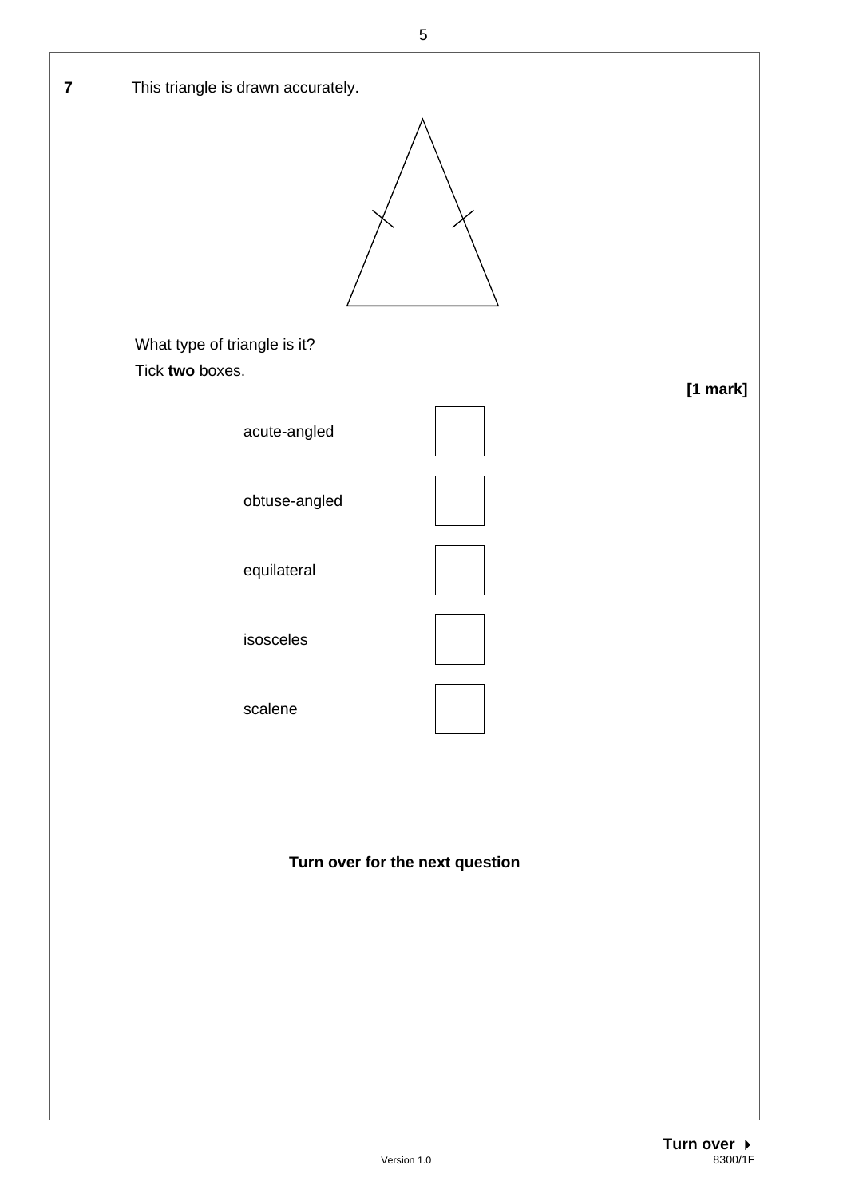**7** This triangle is drawn accurately.

What type of triangle is it?

Tick **two** boxes.

**[1 mark]**

acute-angled ☐

obtuse-angled ☐

equilateral ☐

isosceles ☐

scalene ☐

**Turn over for the next question**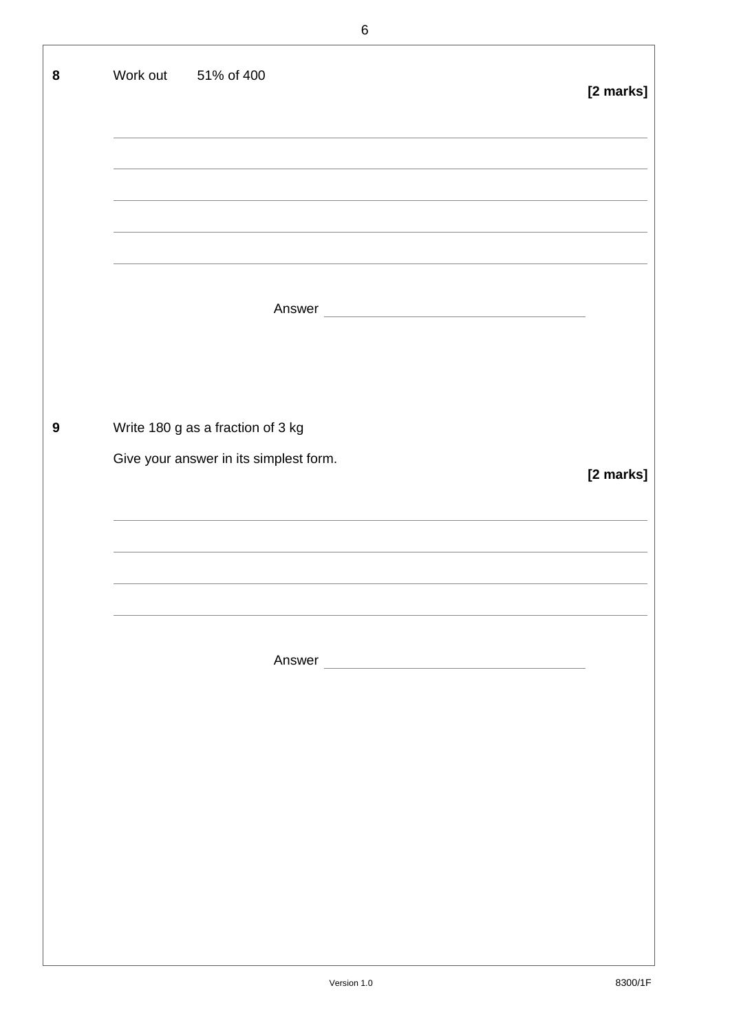**8** Work out 51% of 400

**[2 marks]**

Answer ______________________

**9** Write 180 g as a fraction of 3 kg

Give your answer in its simplest form.

**[2 marks]**

Answer ______________________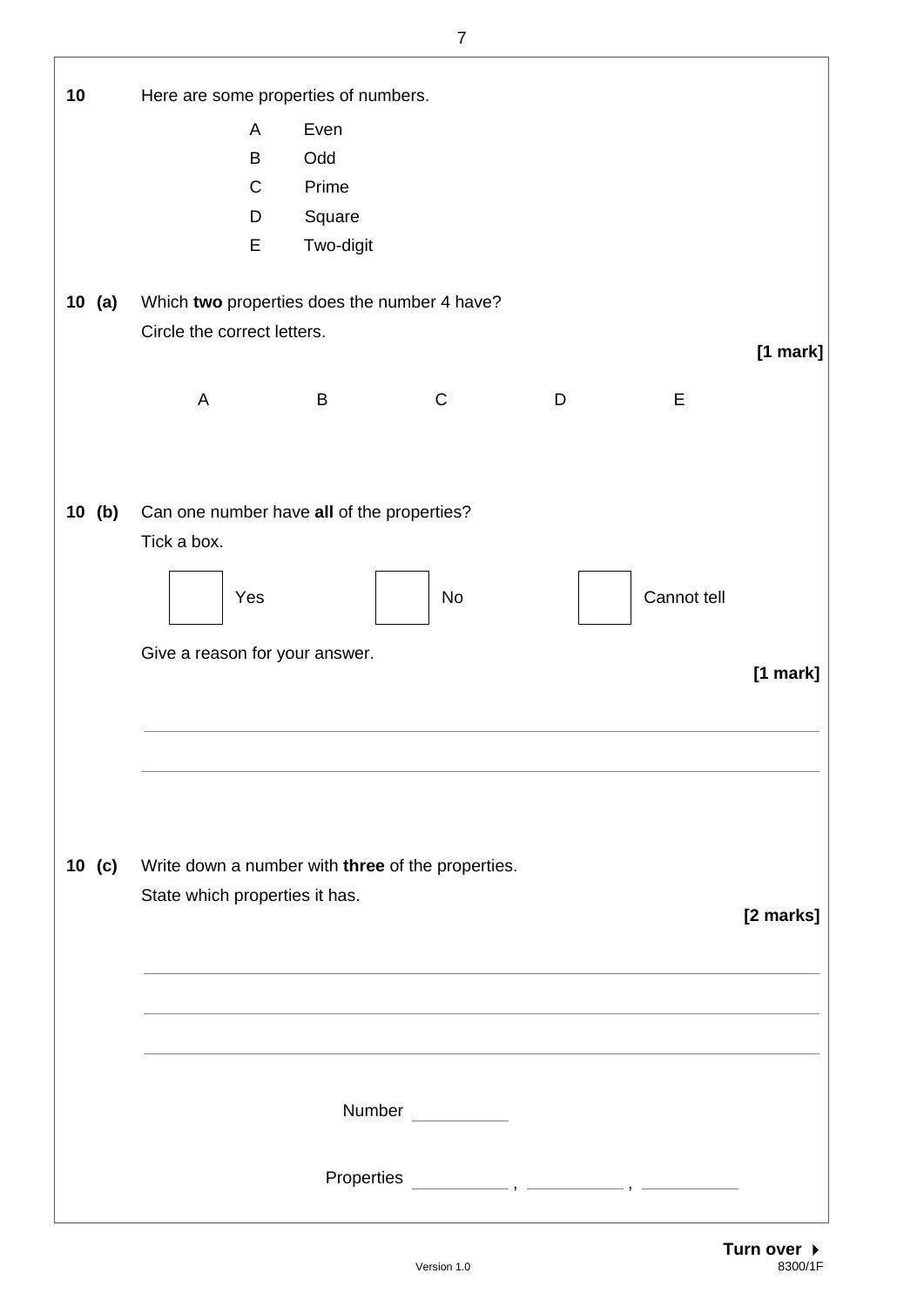**10** Here are some properties of numbers.

A Even

B Odd

C Prime

D Square

E Two-digit

**10 (a)** Which **two** properties does the number 4 have?

Circle the correct letters.

**[1 mark]**

A B C D E

**10 (b)** Can one number have **all** of the properties?

Tick a box.

☐ Yes ☐ No ☐ Cannot tell

Give a reason for your answer.

**[1 mark]**

___________________________________________________________________

___________________________________________________________________

**10 (c)** Write down a number with **three** of the properties.

State which properties it has.

**[2 marks]**

___________________________________________________________________

___________________________________________________________________

___________________________________________________________________

Number __________

Properties __________ , __________ , __________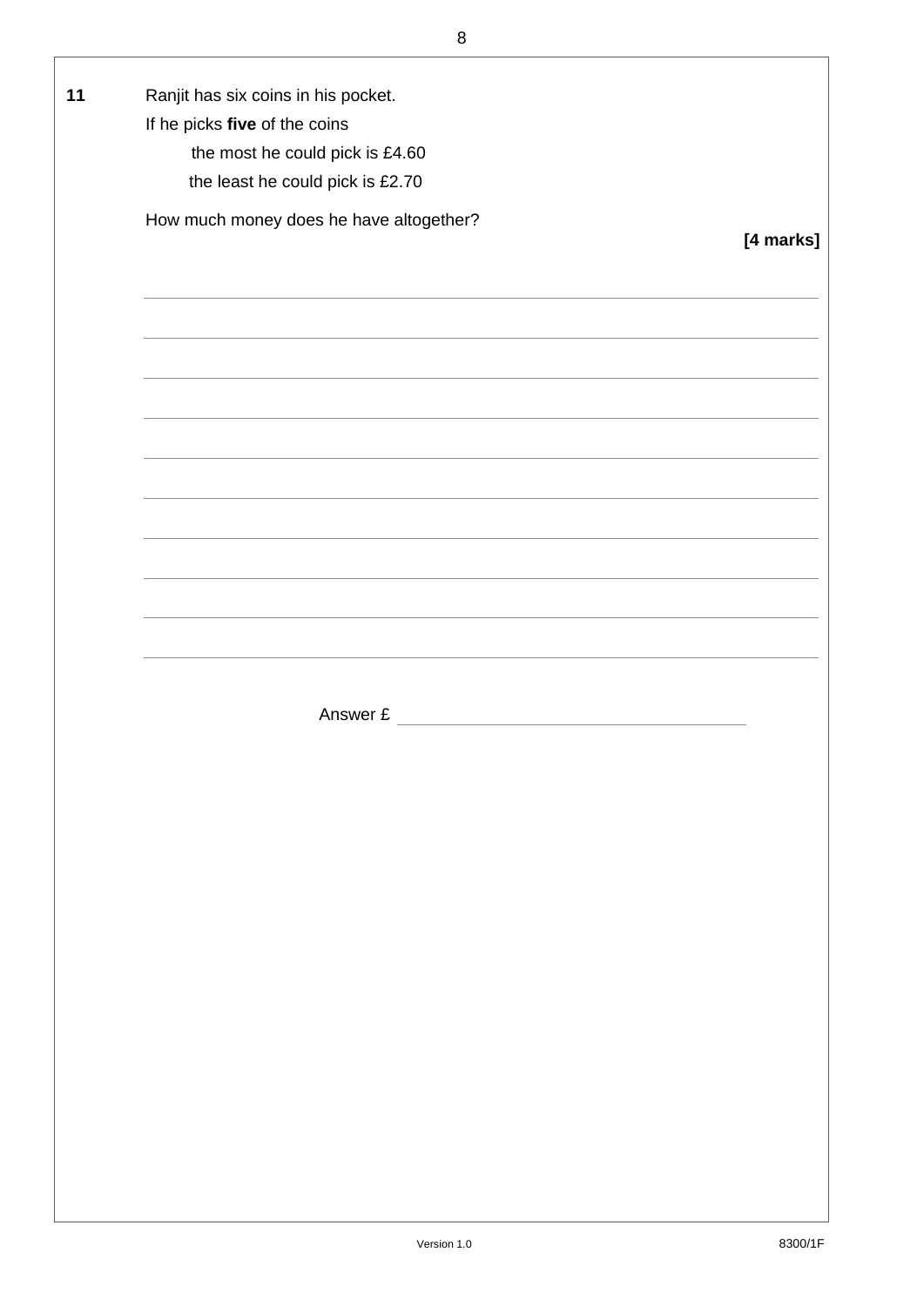**11** Ranjit has six coins in his pocket.

If he picks **five** of the coins

the most he could pick is £4.60

the least he could pick is £2.70

How much money does he have altogether?

**[4 marks]**

Answer £ ____________________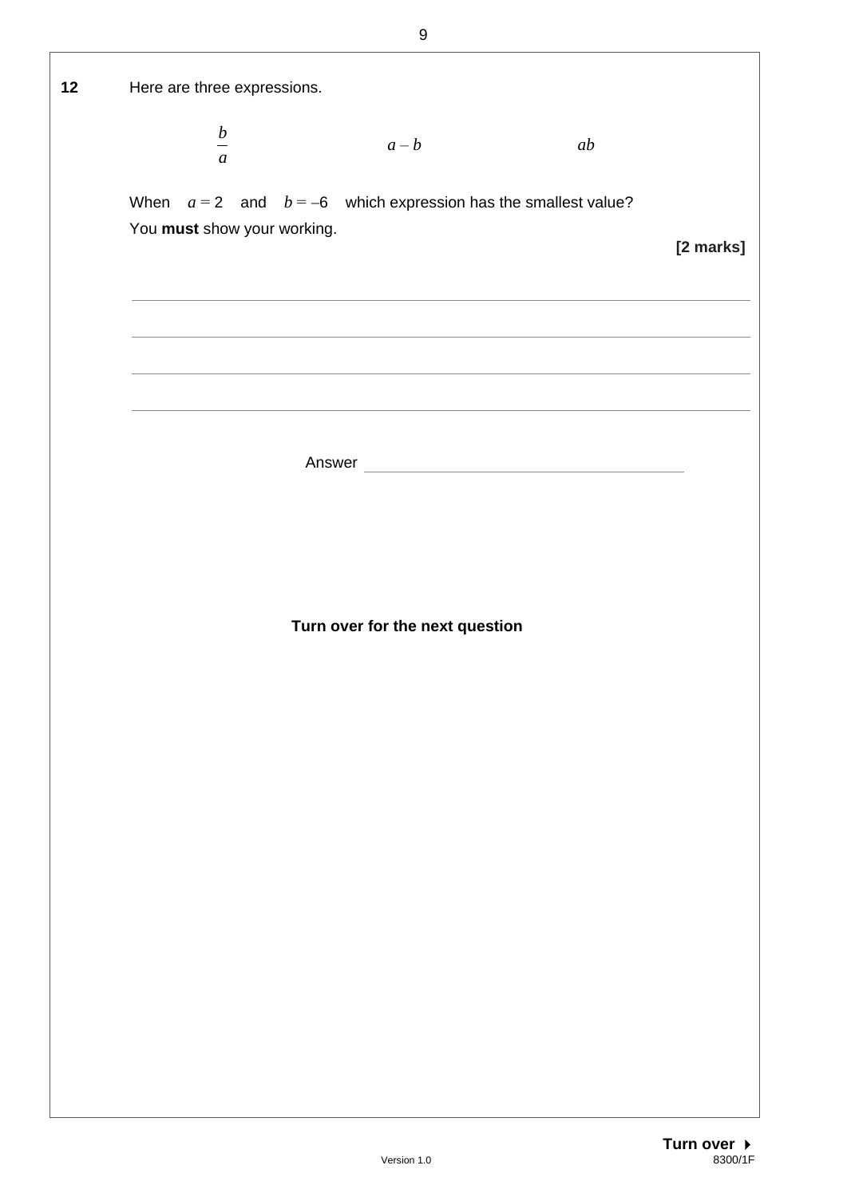**12** Here are three expressions.

$$\frac{b}{a} \qquad\qquad a - b \qquad\qquad ab$$

When $a = 2$ and $b = -6$ which expression has the smallest value?

You **must** show your working.

**[2 marks]**

Answer ____________________

**Turn over for the next question**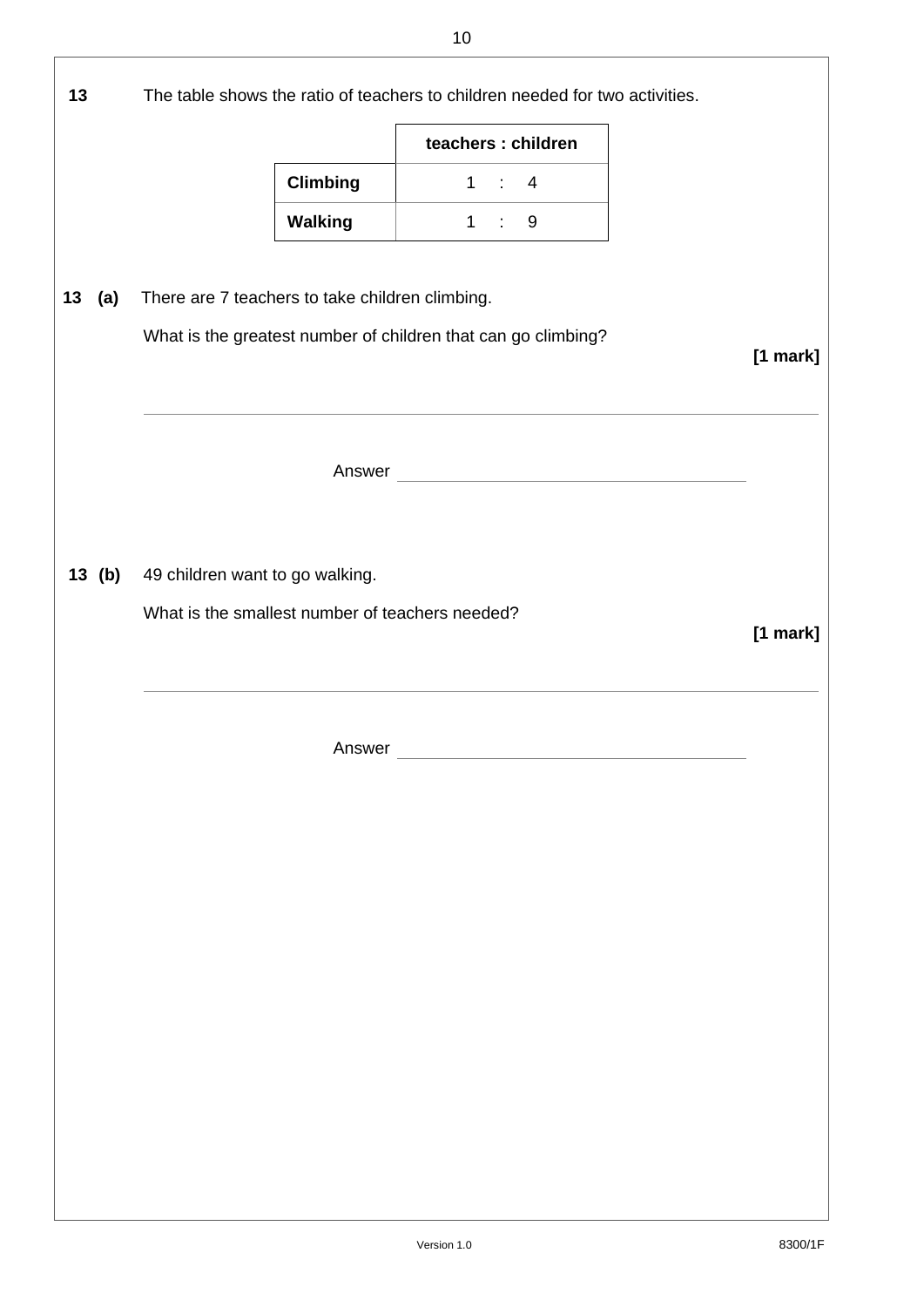**13** The table shows the ratio of teachers to children needed for two activities.

| | teachers : children |
|---|---|
| **Climbing** | 1 : 4 |
| **Walking** | 1 : 9 |

**13 (a)** There are 7 teachers to take children climbing.

What is the greatest number of children that can go climbing?

**[1 mark]**

Answer ______________________

**13 (b)** 49 children want to go walking.

What is the smallest number of teachers needed?

**[1 mark]**

Answer ______________________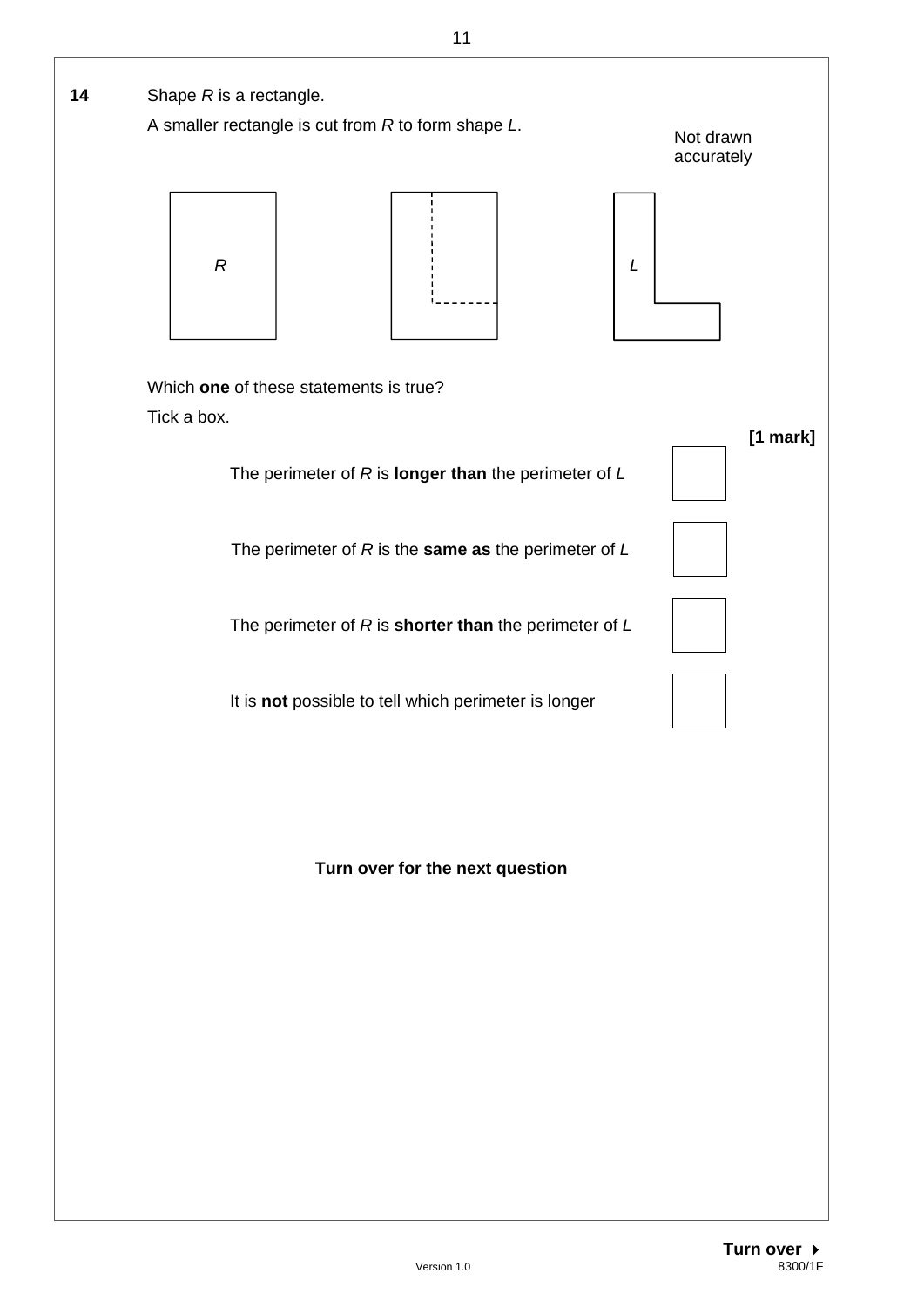**14** Shape *R* is a rectangle.

A smaller rectangle is cut from *R* to form shape *L*.

Not drawn accurately

*R*

*L*

Which **one** of these statements is true?

Tick a box.

**[1 mark]**

The perimeter of *R* is **longer than** the perimeter of *L* ☐

The perimeter of *R* is the **same as** the perimeter of *L* ☐

The perimeter of *R* is **shorter than** the perimeter of *L* ☐

It is **not** possible to tell which perimeter is longer ☐

**Turn over for the next question**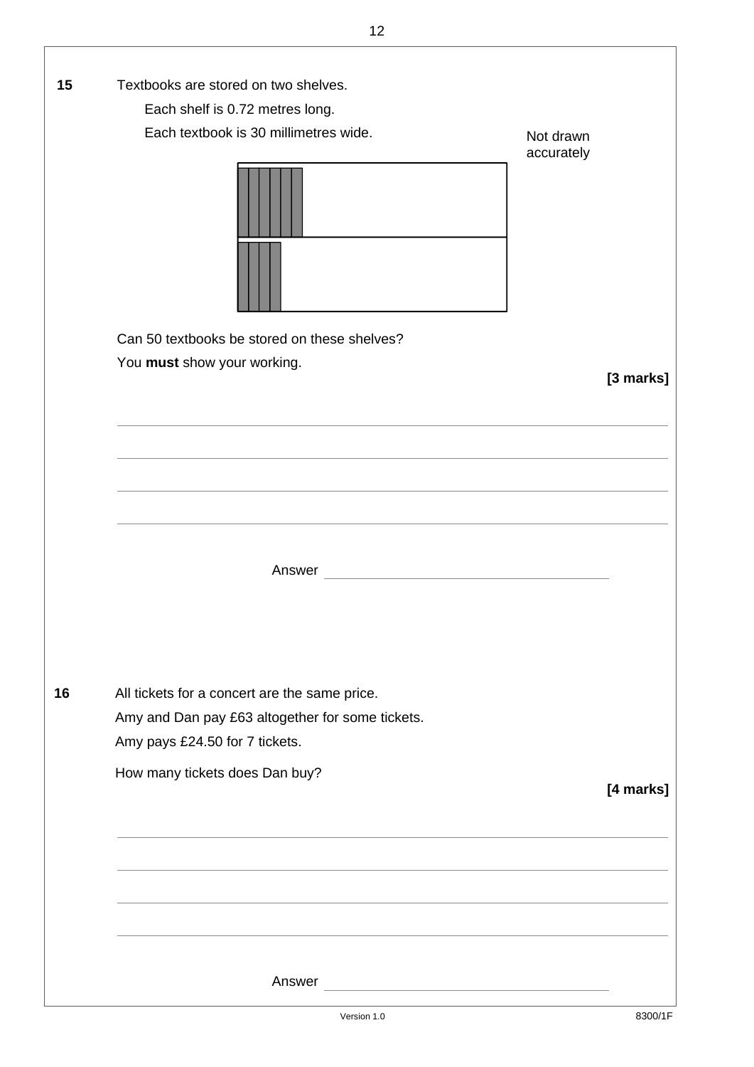**15** Textbooks are stored on two shelves.

Each shelf is 0.72 metres long.

Each textbook is 30 millimetres wide.

Not drawn accurately

Can 50 textbooks be stored on these shelves?

You **must** show your working.

**[3 marks]**

Answer ____________________

**16** All tickets for a concert are the same price.

Amy and Dan pay £63 altogether for some tickets.

Amy pays £24.50 for 7 tickets.

How many tickets does Dan buy?

**[4 marks]**

Answer ____________________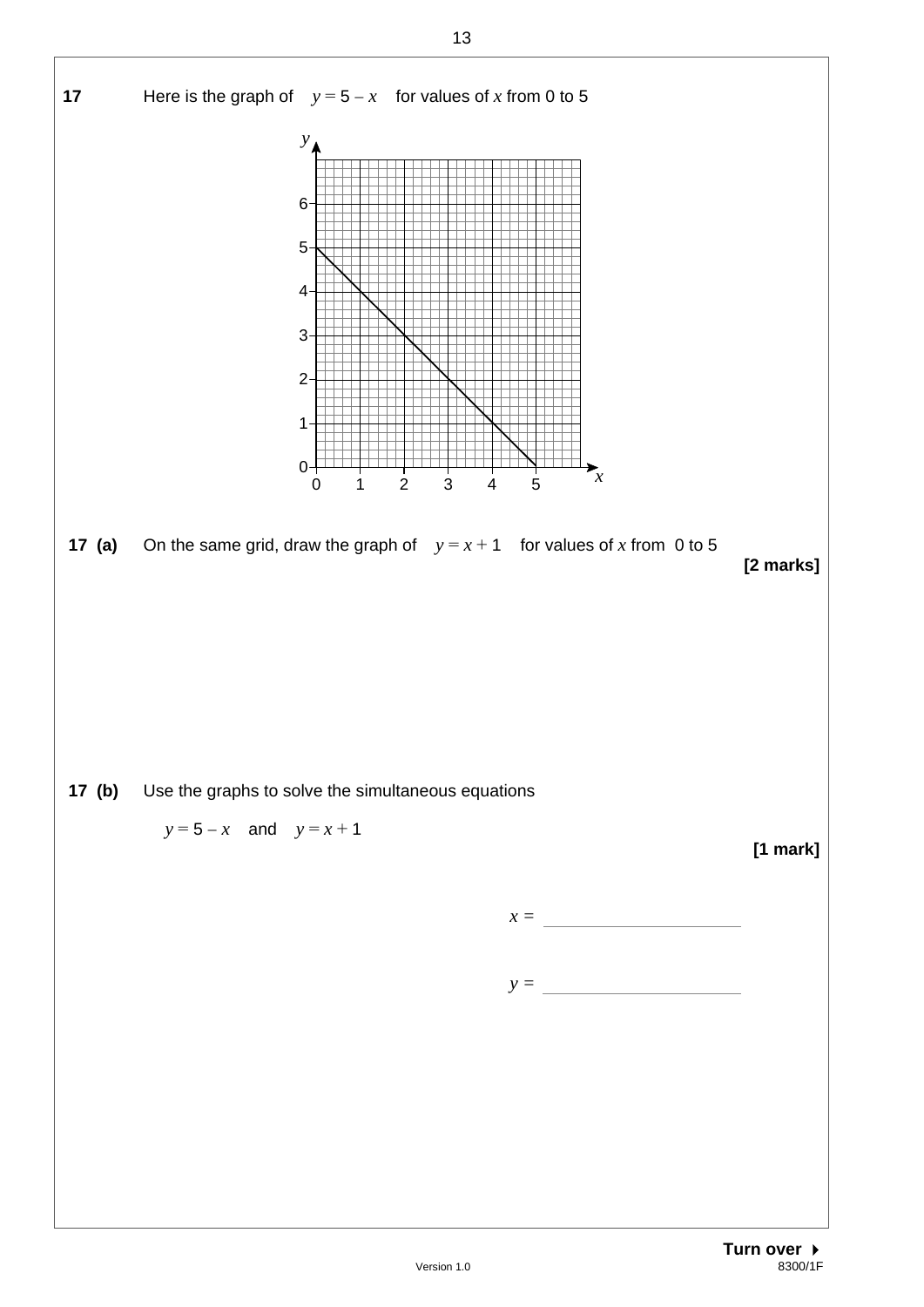**17** Here is the graph of $y = 5 - x$ for values of $x$ from 0 to 5

**17 (a)** On the same grid, draw the graph of $y = x + 1$ for values of $x$ from 0 to 5

**[2 marks]**

**17 (b)** Use the graphs to solve the simultaneous equations

$y = 5 - x$ and $y = x + 1$

**[1 mark]**

$x =$ \_\_\_\_\_\_\_\_\_\_\_\_\_\_\_\_\_\_\_\_

$y =$ \_\_\_\_\_\_\_\_\_\_\_\_\_\_\_\_\_\_\_\_

**Turn over ▸**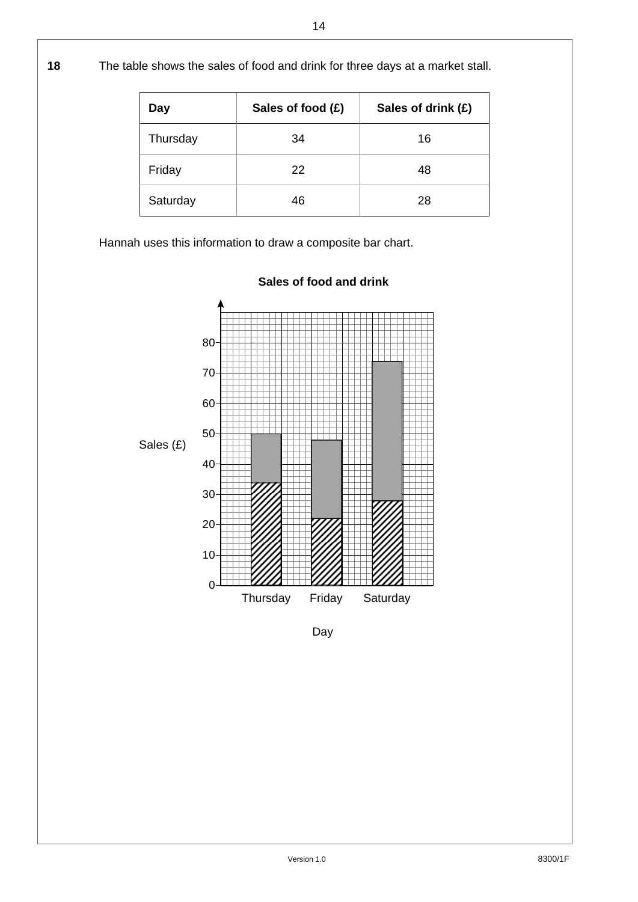**18** The table shows the sales of food and drink for three days at a market stall.

| Day | Sales of food (£) | Sales of drink (£) |
|---|---|---|
| Thursday | 34 | 16 |
| Friday | 22 | 48 |
| Saturday | 46 | 28 |

Hannah uses this information to draw a composite bar chart.

**Sales of food and drink**

Sales (£)

80
70
60
50
40
30
20
10
0

Thursday Friday Saturday

Day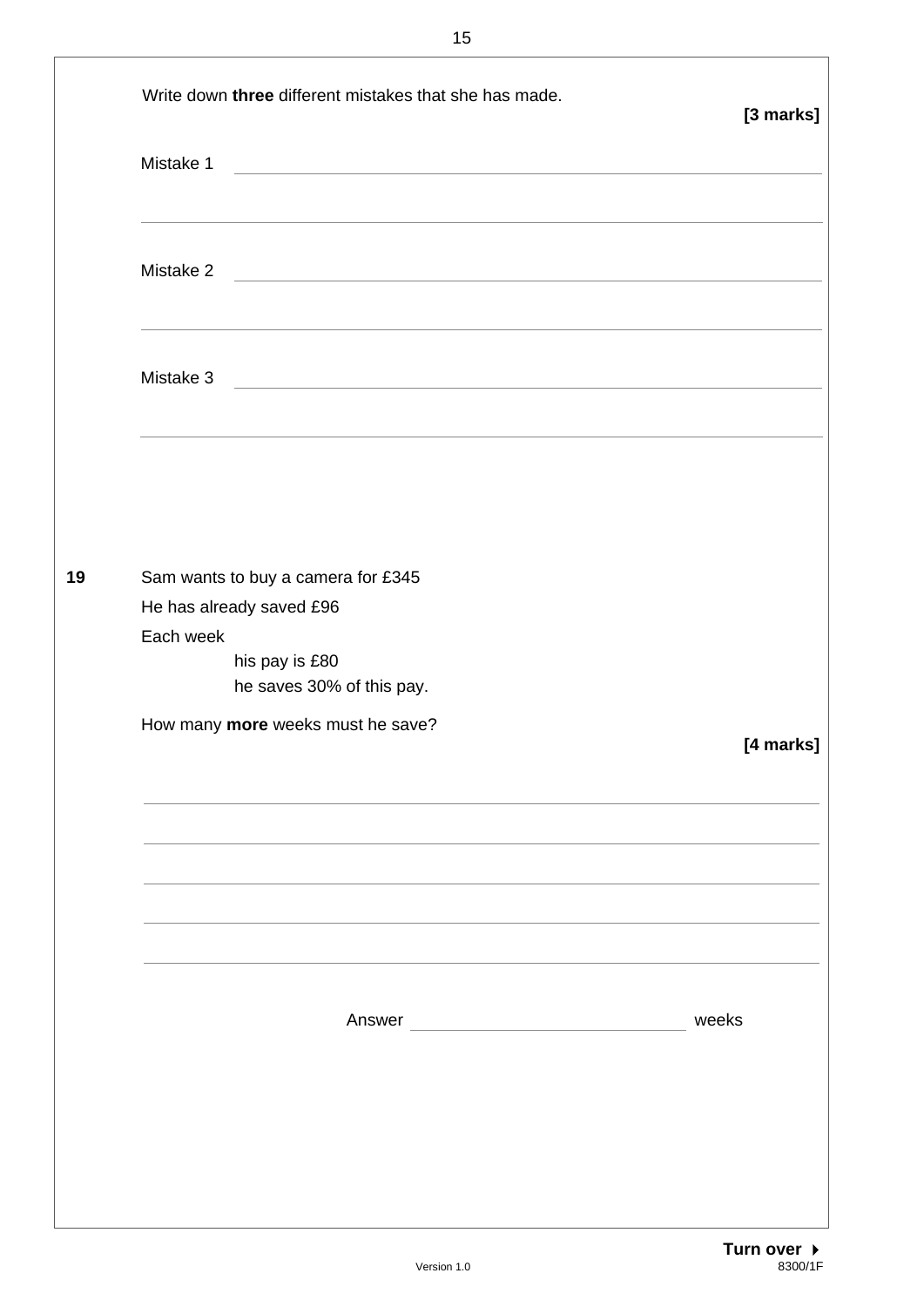Write down **three** different mistakes that she has made.

**[3 marks]**

Mistake 1 ______________________________________________

______________________________________________

Mistake 2 ______________________________________________

______________________________________________

Mistake 3 ______________________________________________

______________________________________________

**19** Sam wants to buy a camera for £345

He has already saved £96

Each week

his pay is £80

he saves 30% of this pay.

How many **more** weeks must he save?

**[4 marks]**

______________________________________________

______________________________________________

______________________________________________

______________________________________________

______________________________________________

Answer ______________________ weeks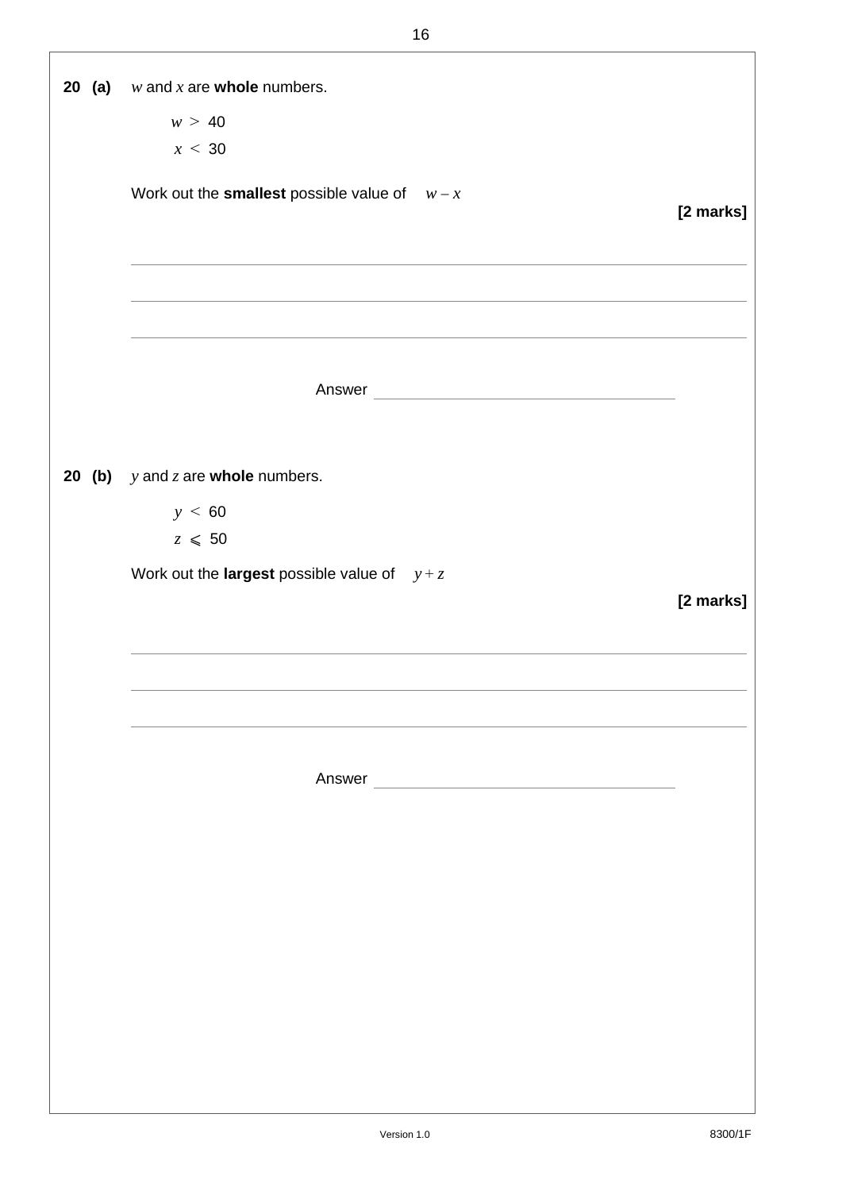**20 (a)** $w$ and $x$ are **whole** numbers.

$w > 40$
$x < 30$

Work out the **smallest** possible value of $w - x$

**[2 marks]**

Answer ______________________

**20 (b)** $y$ and $z$ are **whole** numbers.

$y < 60$
$z \leqslant 50$

Work out the **largest** possible value of $y + z$

**[2 marks]**

Answer ______________________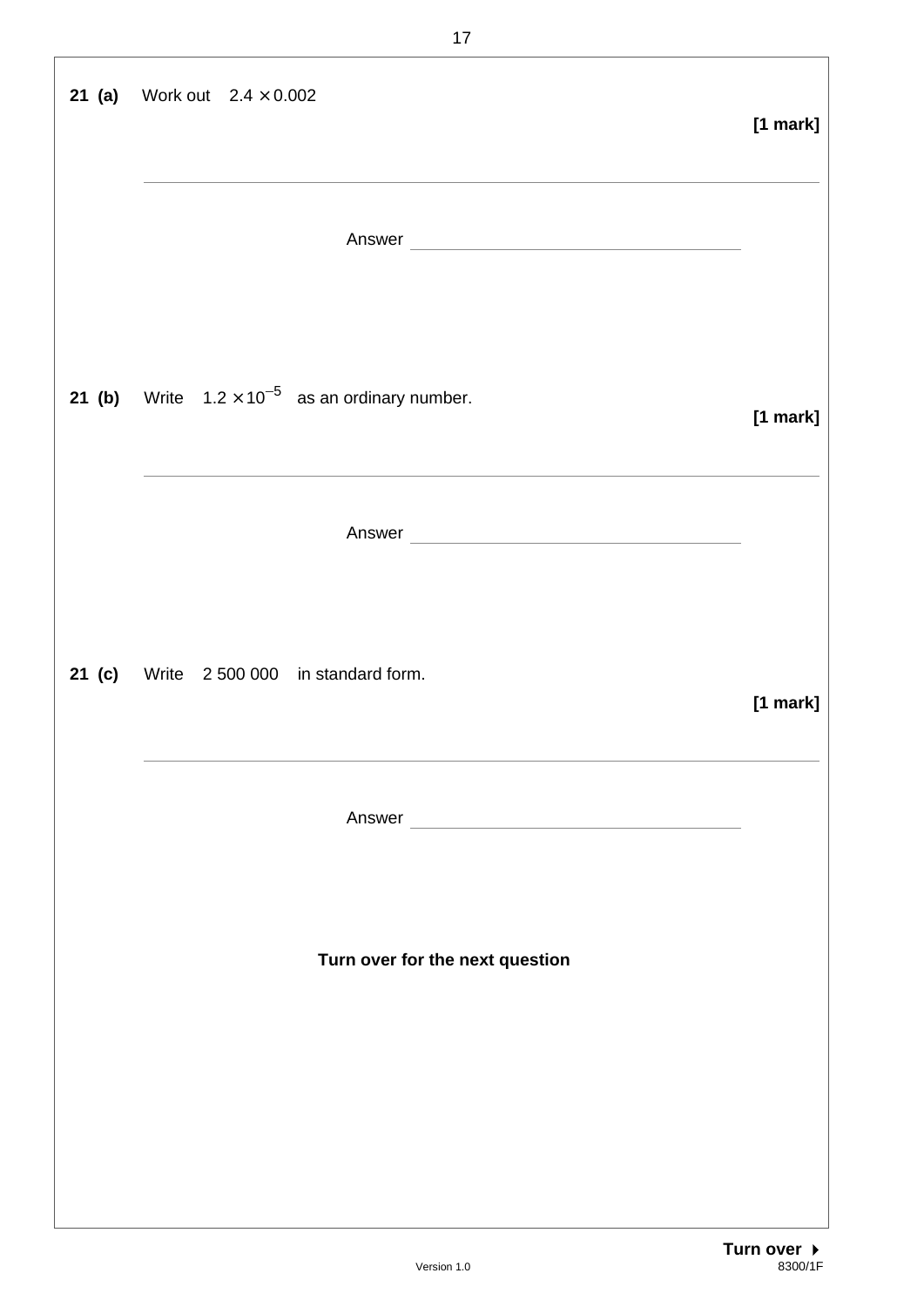**21 (a)** Work out $2.4 \times 0.002$

**[1 mark]**

Answer \_\_\_\_\_\_\_\_\_\_\_\_\_\_\_\_\_\_\_\_\_\_\_\_

**21 (b)** Write $1.2 \times 10^{-5}$ as an ordinary number.

**[1 mark]**

Answer \_\_\_\_\_\_\_\_\_\_\_\_\_\_\_\_\_\_\_\_\_\_\_\_

**21 (c)** Write 2 500 000 in standard form.

**[1 mark]**

Answer \_\_\_\_\_\_\_\_\_\_\_\_\_\_\_\_\_\_\_\_\_\_\_\_

**Turn over for the next question**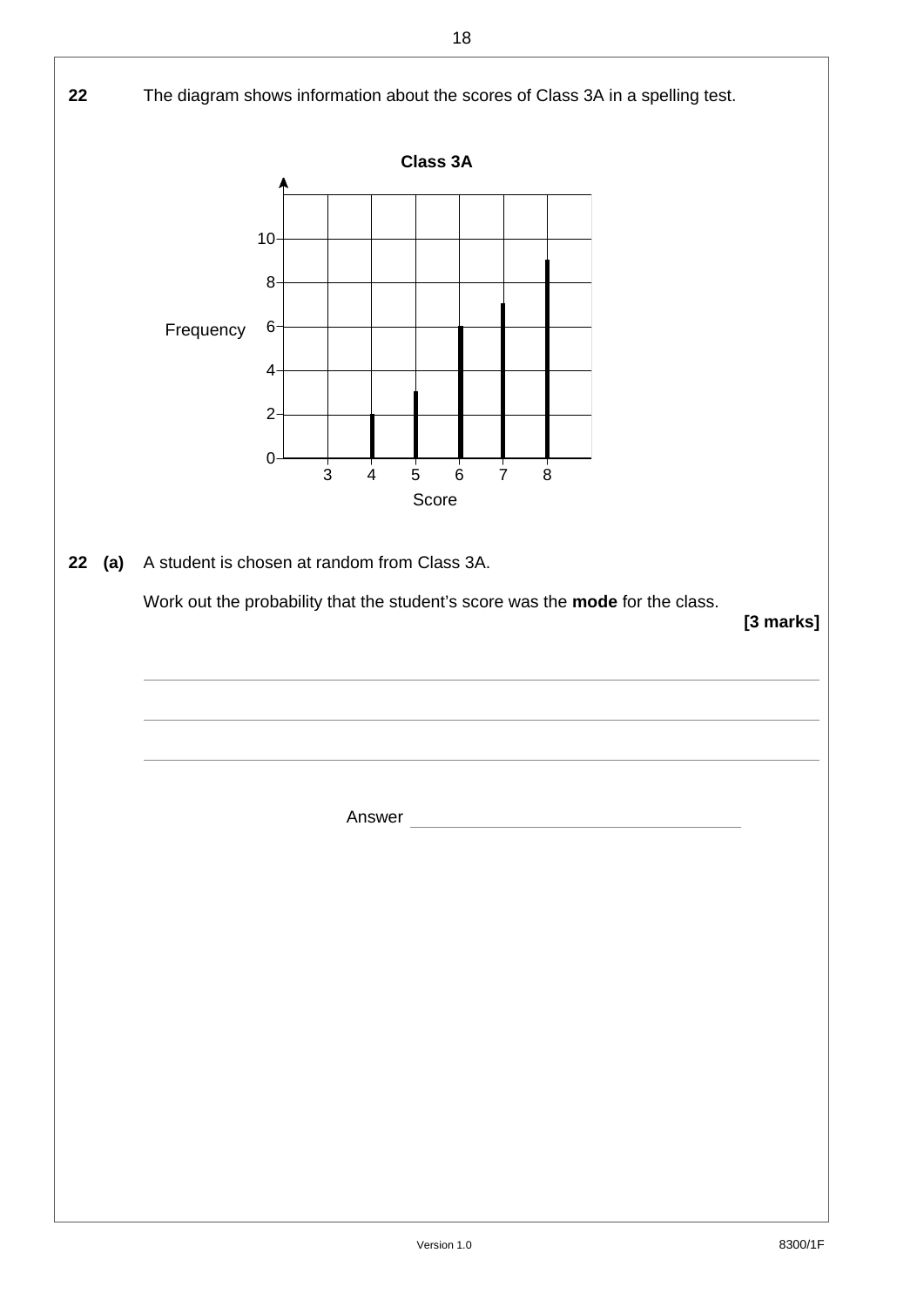**22** The diagram shows information about the scores of Class 3A in a spelling test.

**Class 3A**

| Score | 3 | 4 | 5 | 6 | 7 | 8 |
|---|---|---|---|---|---|---|
| Frequency | 0 | 2 | 3 | 6 | 7 | 9 |

**22 (a)** A student is chosen at random from Class 3A.

Work out the probability that the student's score was the **mode** for the class.

**[3 marks]**

Answer ______________________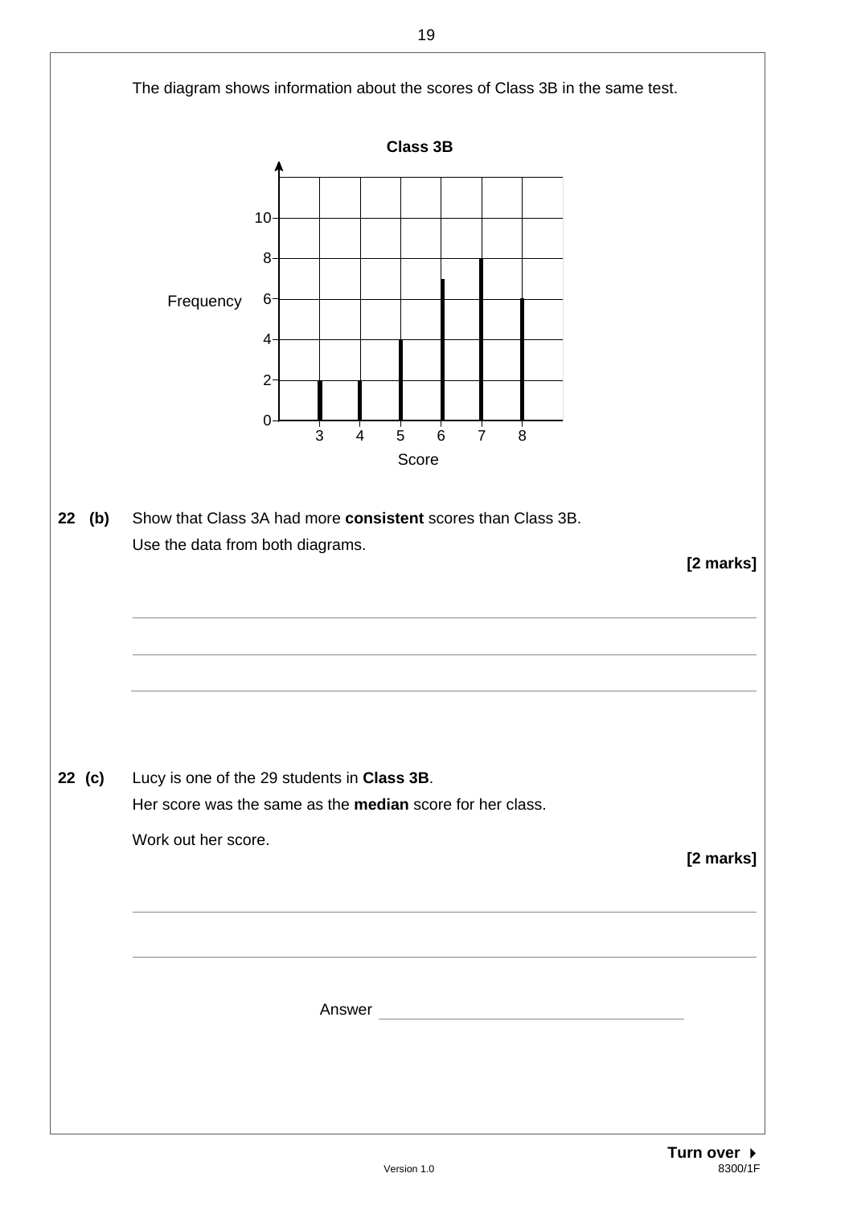The diagram shows information about the scores of Class 3B in the same test.

**Class 3B**

| Score | 3 | 4 | 5 | 6 | 7 | 8 |
|---|---|---|---|---|---|---|
| Frequency | 2 | 2 | 4 | 7 | 8 | 6 |

**22 (b)** Show that Class 3A had more **consistent** scores than Class 3B.
Use the data from both diagrams.

**[2 marks]**

**22 (c)** Lucy is one of the 29 students in **Class 3B**.
Her score was the same as the **median** score for her class.

Work out her score.

**[2 marks]**

Answer ______________________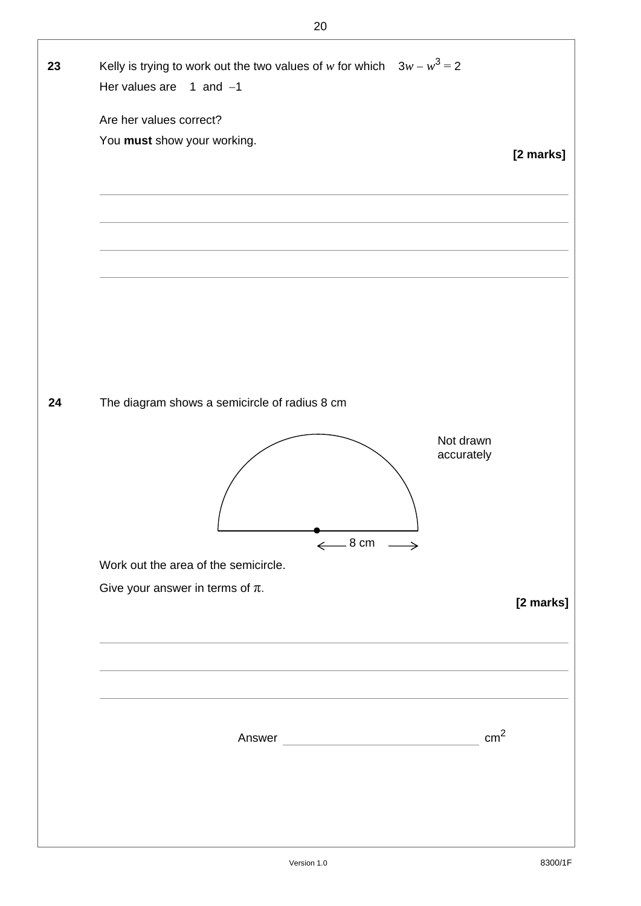**23** Kelly is trying to work out the two values of $w$ for which $3w - w^3 = 2$

Her values are 1 and $-1$

Are her values correct?

You **must** show your working.

**[2 marks]**

**24** The diagram shows a semicircle of radius 8 cm

Not drawn accurately

8 cm

Work out the area of the semicircle.

Give your answer in terms of $\pi$.

**[2 marks]**

Answer ______________________ $cm^2$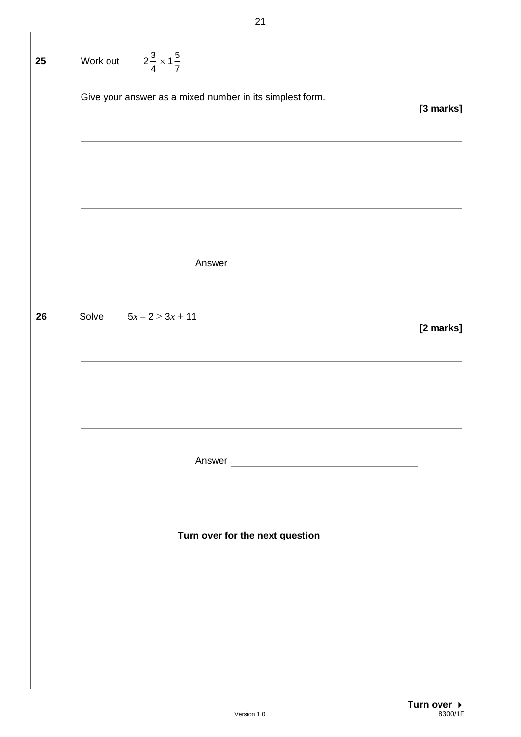**25** Work out $2\frac{3}{4} \times 1\frac{5}{7}$

Give your answer as a mixed number in its simplest form.

**[3 marks]**

Answer ______________________

**26** Solve $5x - 2 > 3x + 11$

**[2 marks]**

Answer ______________________

**Turn over for the next question**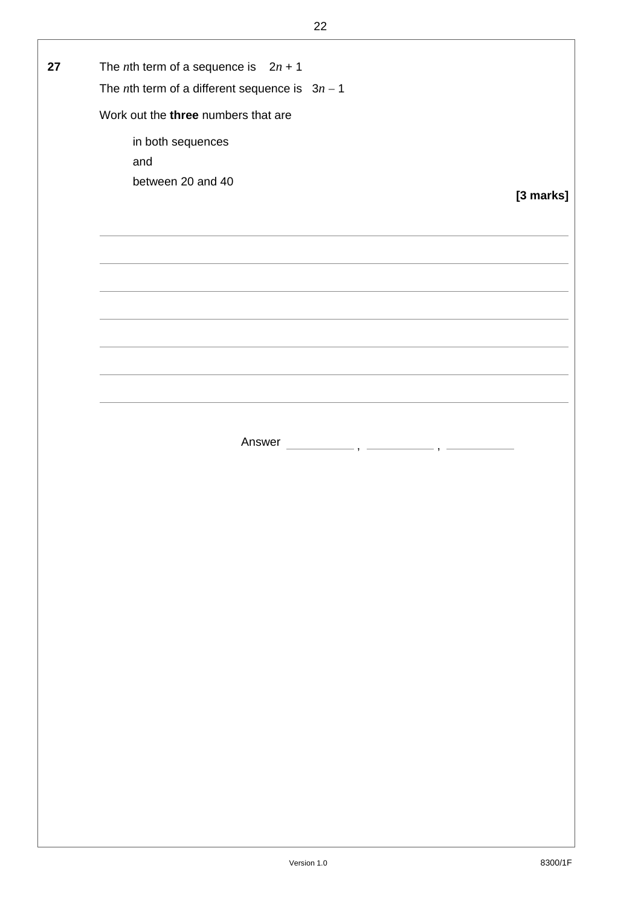**27** The $n$th term of a sequence is $2n + 1$

The $n$th term of a different sequence is $3n - 1$

Work out the **three** numbers that are

in both sequences

and

between 20 and 40

**[3 marks]**

Answer ________ , ________ , ________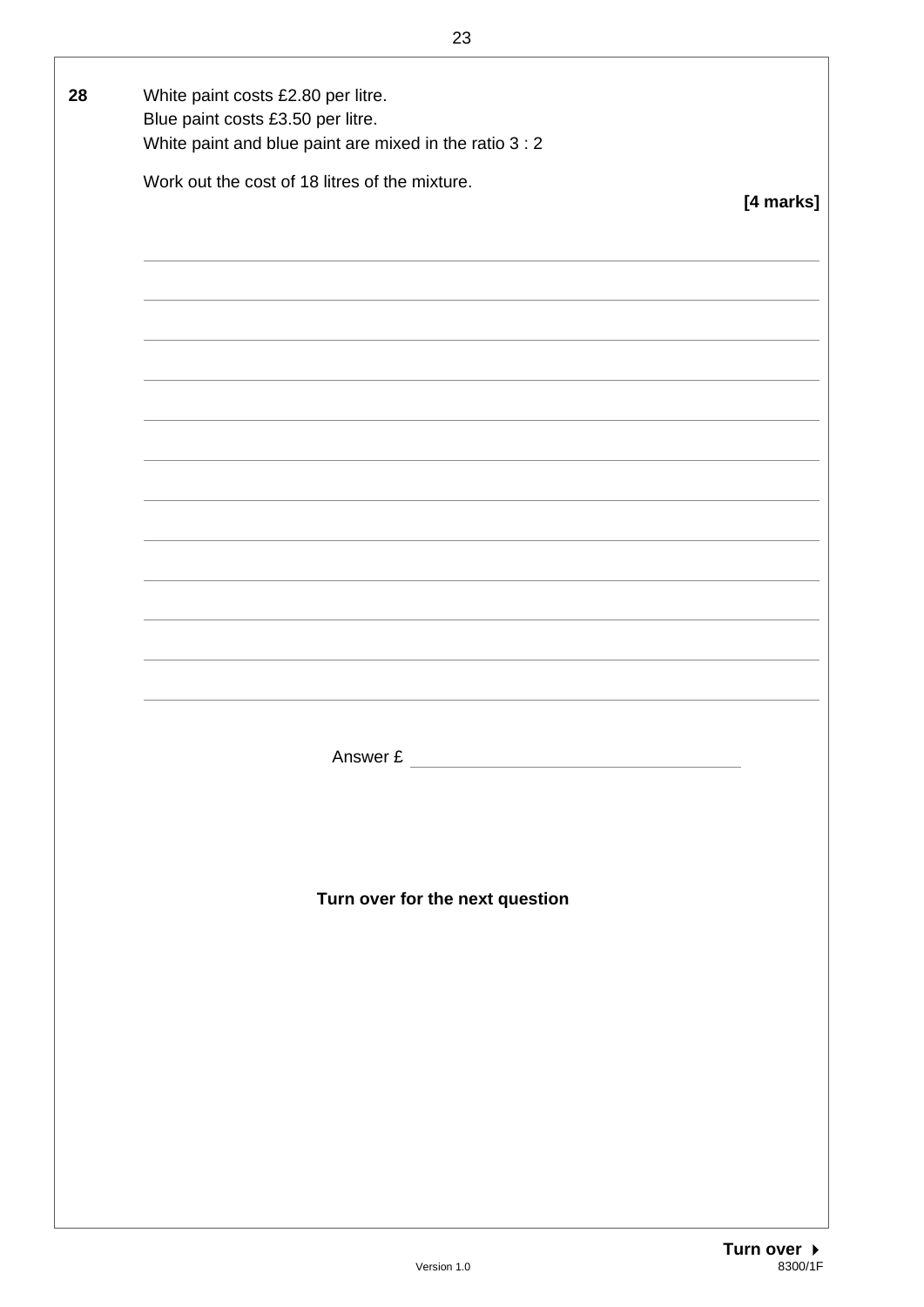**28** White paint costs £2.80 per litre.
Blue paint costs £3.50 per litre.
White paint and blue paint are mixed in the ratio 3 : 2

Work out the cost of 18 litres of the mixture.

**[4 marks]**

Answer £ ______________________

**Turn over for the next question**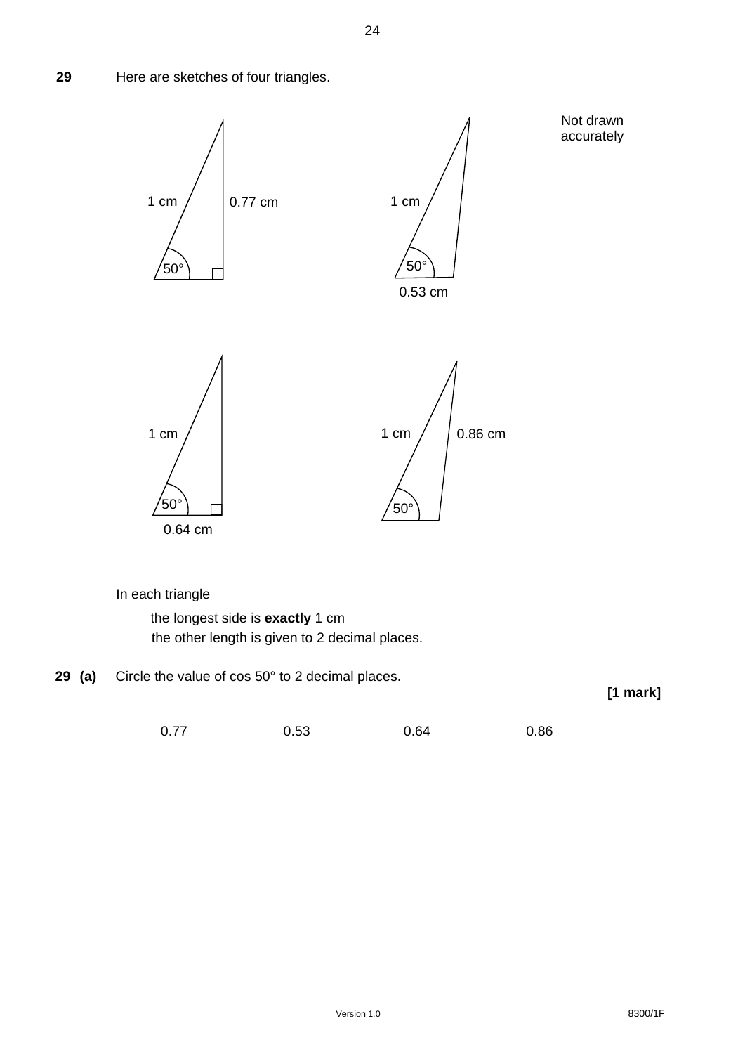**29** Here are sketches of four triangles.

Not drawn accurately

1 cm 0.77 cm 50°

1 cm 50° 0.53 cm

1 cm 50° 0.64 cm

1 cm 0.86 cm 50°

In each triangle

the longest side is **exactly** 1 cm
the other length is given to 2 decimal places.

**29 (a)** Circle the value of cos 50° to 2 decimal places.

**[1 mark]**

0.77 0.53 0.64 0.86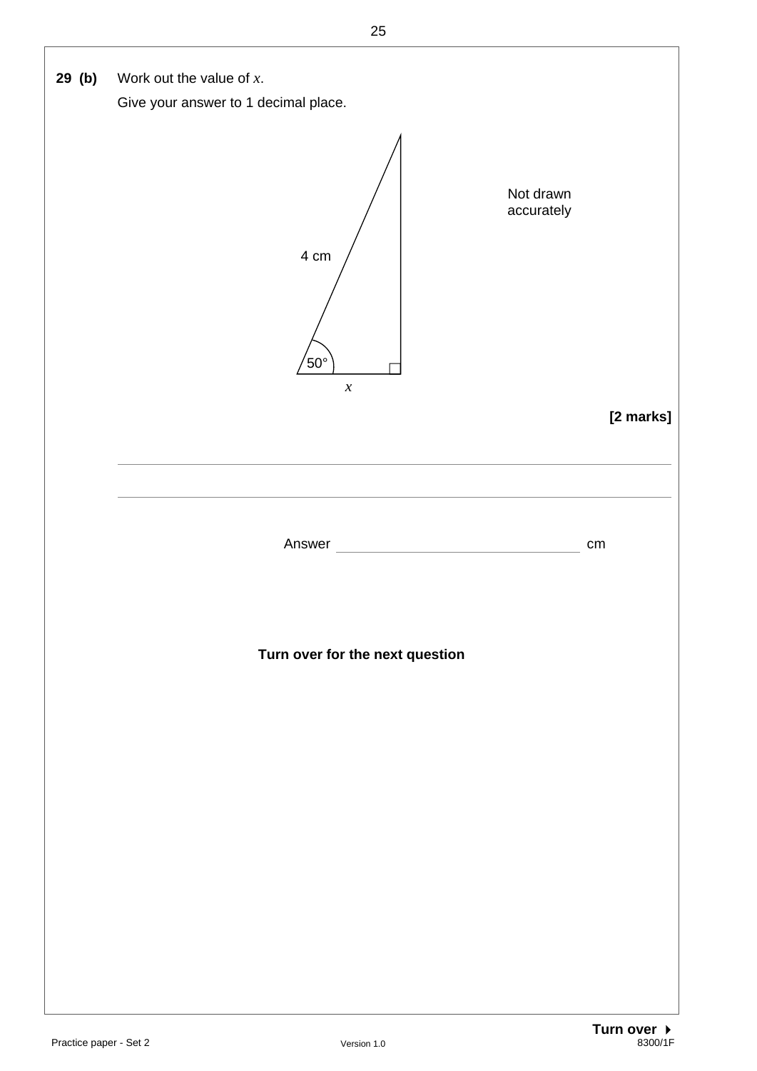**29 (b)** Work out the value of $x$.

Give your answer to 1 decimal place.

4 cm

50°

$x$

Not drawn accurately

**[2 marks]**

Answer ______________________ cm

**Turn over for the next question**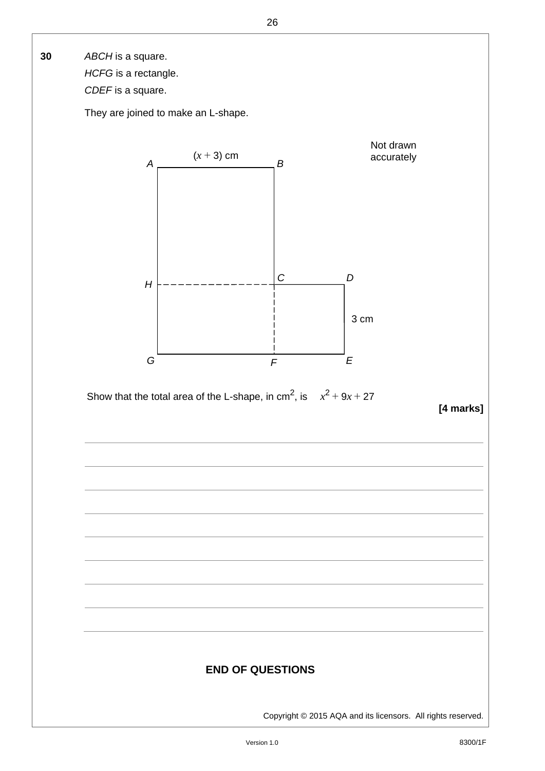**30** *ABCH* is a square.

*HCFG* is a rectangle.

*CDEF* is a square.

They are joined to make an L-shape.

Not drawn accurately

$(x + 3)$ cm

A B

H C D

3 cm

G F E

Show that the total area of the L-shape, in $cm^2$, is $x^2 + 9x + 27$

**[4 marks]**

**END OF QUESTIONS**

Copyright © 2015 AQA and its licensors. All rights reserved.